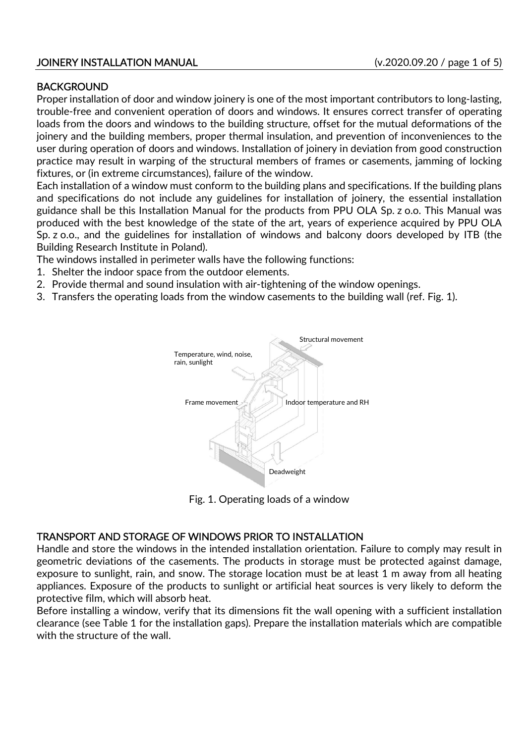## BACKGROUND

Proper installation of door and window joinery is one of the most important contributors to long-lasting, trouble-free and convenient operation of doors and windows. It ensures correct transfer of operating loads from the doors and windows to the building structure, offset for the mutual deformations of the joinery and the building members, proper thermal insulation, and prevention of inconveniences to the user during operation of doors and windows. Installation of joinery in deviation from good construction practice may result in warping of the structural members of frames or casements, jamming of locking fixtures, or (in extreme circumstances), failure of the window.

Each installation of a window must conform to the building plans and specifications. If the building plans and specifications do not include any guidelines for installation of joinery, the essential installation guidance shall be this Installation Manual for the products from PPU OLA Sp. z o.o. This Manual was produced with the best knowledge of the state of the art, years of experience acquired by PPU OLA Sp. z o.o., and the guidelines for installation of windows and balcony doors developed by ITB (the Building Research Institute in Poland).

The windows installed in perimeter walls have the following functions:

1. Shelter the indoor space from the outdoor elements.
2. Provide thermal and sound insulation with air-tightening of the window openings.
3. Transfers the operating loads from the window casements to the building wall (ref. Fig. 1).

Structural movement

Temperature, wind, noise, rain, sunlight

Frame movement

Indoor temperature and RH

Deadweight

Fig. 1. Operating loads of a window

## TRANSPORT AND STORAGE OF WINDOWS PRIOR TO INSTALLATION

Handle and store the windows in the intended installation orientation. Failure to comply may result in geometric deviations of the casements. The products in storage must be protected against damage, exposure to sunlight, rain, and snow. The storage location must be at least 1 m away from all heating appliances. Exposure of the products to sunlight or artificial heat sources is very likely to deform the protective film, which will absorb heat.

Before installing a window, verify that its dimensions fit the wall opening with a sufficient installation clearance (see Table 1 for the installation gaps). Prepare the installation materials which are compatible with the structure of the wall.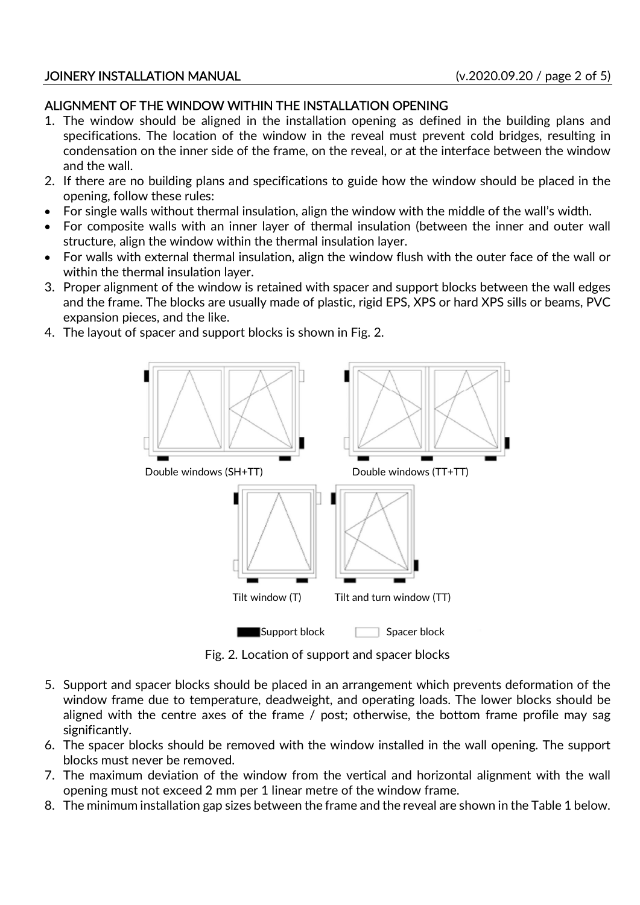## ALIGNMENT OF THE WINDOW WITHIN THE INSTALLATION OPENING

1. The window should be aligned in the installation opening as defined in the building plans and specifications. The location of the window in the reveal must prevent cold bridges, resulting in condensation on the inner side of the frame, on the reveal, or at the interface between the window and the wall.
2. If there are no building plans and specifications to guide how the window should be placed in the opening, follow these rules:

- For single walls without thermal insulation, align the window with the middle of the wall's width.
- For composite walls with an inner layer of thermal insulation (between the inner and outer wall structure, align the window within the thermal insulation layer.
- For walls with external thermal insulation, align the window flush with the outer face of the wall or within the thermal insulation layer.

3. Proper alignment of the window is retained with spacer and support blocks between the wall edges and the frame. The blocks are usually made of plastic, rigid EPS, XPS or hard XPS sills or beams, PVC expansion pieces, and the like.
4. The layout of spacer and support blocks is shown in Fig. 2.

Double windows (SH+TT) Double windows (TT+TT)

Tilt window (T) Tilt and turn window (TT)

Support block Spacer block

Fig. 2. Location of support and spacer blocks

5. Support and spacer blocks should be placed in an arrangement which prevents deformation of the window frame due to temperature, deadweight, and operating loads. The lower blocks should be aligned with the centre axes of the frame / post; otherwise, the bottom frame profile may sag significantly.
6. The spacer blocks should be removed with the window installed in the wall opening. The support blocks must never be removed.
7. The maximum deviation of the window from the vertical and horizontal alignment with the wall opening must not exceed 2 mm per 1 linear metre of the window frame.
8. The minimum installation gap sizes between the frame and the reveal are shown in the Table 1 below.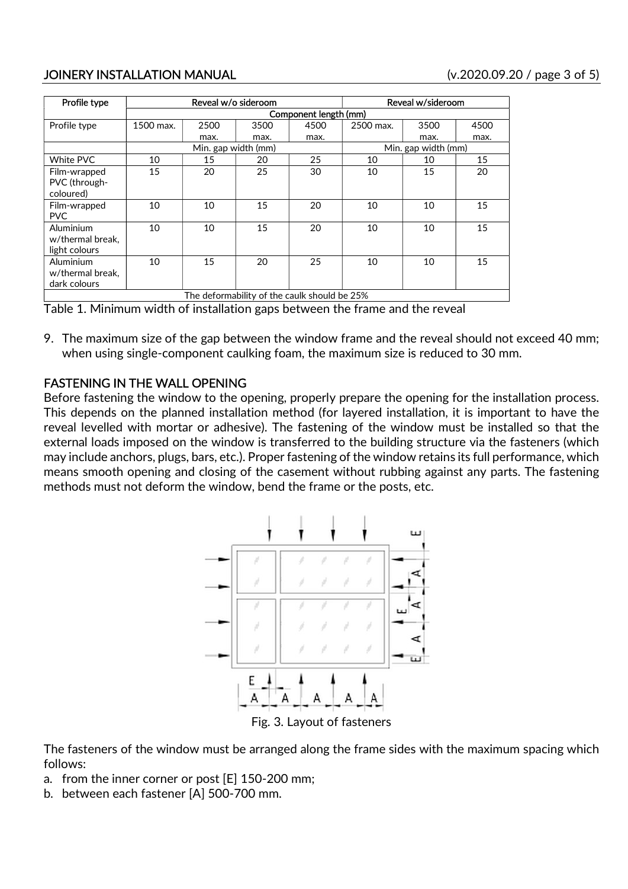| Profile type | Reveal w/o sideroom | | | | Reveal w/sideroom | | |
|---|---|---|---|---|---|---|---|
| | Component length (mm) | | | | | | |
| Profile type | 1500 max. | 2500 max. | 3500 max. | 4500 max. | 2500 max. | 3500 max. | 4500 max. |
| | Min. gap width (mm) | | | | Min. gap width (mm) | | |
| White PVC | 10 | 15 | 20 | 25 | 10 | 10 | 15 |
| Film-wrapped PVC (through-coloured) | 15 | 20 | 25 | 30 | 10 | 15 | 20 |
| Film-wrapped PVC | 10 | 10 | 15 | 20 | 10 | 10 | 15 |
| Aluminium w/thermal break, light colours | 10 | 10 | 15 | 20 | 10 | 10 | 15 |
| Aluminium w/thermal break, dark colours | 10 | 15 | 20 | 25 | 10 | 10 | 15 |
| The deformability of the caulk should be 25% | | | | | | | |

Table 1. Minimum width of installation gaps between the frame and the reveal

9. The maximum size of the gap between the window frame and the reveal should not exceed 40 mm; when using single-component caulking foam, the maximum size is reduced to 30 mm.

## FASTENING IN THE WALL OPENING

Before fastening the window to the opening, properly prepare the opening for the installation process. This depends on the planned installation method (for layered installation, it is important to have the reveal levelled with mortar or adhesive). The fastening of the window must be installed so that the external loads imposed on the window is transferred to the building structure via the fasteners (which may include anchors, plugs, bars, etc.). Proper fastening of the window retains its full performance, which means smooth opening and closing of the casement without rubbing against any parts. The fastening methods must not deform the window, bend the frame or the posts, etc.

Fig. 3. Layout of fasteners

The fasteners of the window must be arranged along the frame sides with the maximum spacing which follows:

a. from the inner corner or post [E] 150-200 mm;
b. between each fastener [A] 500-700 mm.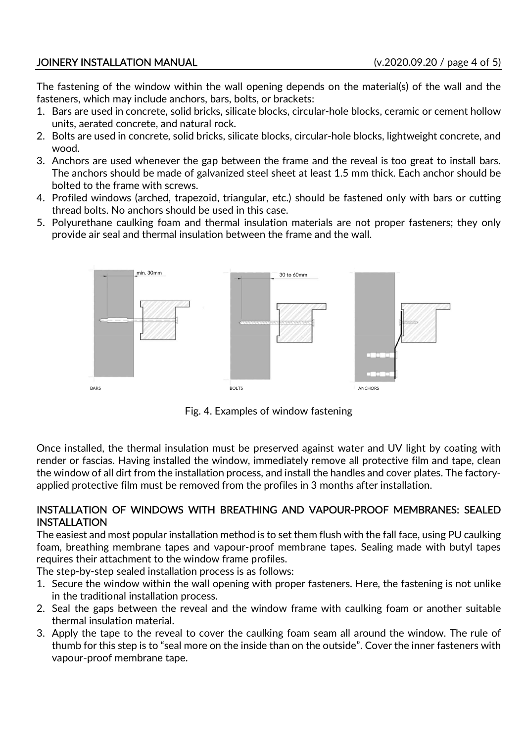The fastening of the window within the wall opening depends on the material(s) of the wall and the fasteners, which may include anchors, bars, bolts, or brackets:

1. Bars are used in concrete, solid bricks, silicate blocks, circular-hole blocks, ceramic or cement hollow units, aerated concrete, and natural rock.
2. Bolts are used in concrete, solid bricks, silicate blocks, circular-hole blocks, lightweight concrete, and wood.
3. Anchors are used whenever the gap between the frame and the reveal is too great to install bars. The anchors should be made of galvanized steel sheet at least 1.5 mm thick. Each anchor should be bolted to the frame with screws.
4. Profiled windows (arched, trapezoid, triangular, etc.) should be fastened only with bars or cutting thread bolts. No anchors should be used in this case.
5. Polyurethane caulking foam and thermal insulation materials are not proper fasteners; they only provide air seal and thermal insulation between the frame and the wall.

min. 30mm

30 to 60mm

BARS BOLTS ANCHORS

Fig. 4. Examples of window fastening

Once installed, the thermal insulation must be preserved against water and UV light by coating with render or fascias. Having installed the window, immediately remove all protective film and tape, clean the window of all dirt from the installation process, and install the handles and cover plates. The factory-applied protective film must be removed from the profiles in 3 months after installation.

## INSTALLATION OF WINDOWS WITH BREATHING AND VAPOUR-PROOF MEMBRANES: SEALED INSTALLATION

The easiest and most popular installation method is to set them flush with the fall face, using PU caulking foam, breathing membrane tapes and vapour-proof membrane tapes. Sealing made with butyl tapes requires their attachment to the window frame profiles.

The step-by-step sealed installation process is as follows:

1. Secure the window within the wall opening with proper fasteners. Here, the fastening is not unlike in the traditional installation process.
2. Seal the gaps between the reveal and the window frame with caulking foam or another suitable thermal insulation material.
3. Apply the tape to the reveal to cover the caulking foam seam all around the window. The rule of thumb for this step is to "seal more on the inside than on the outside". Cover the inner fasteners with vapour-proof membrane tape.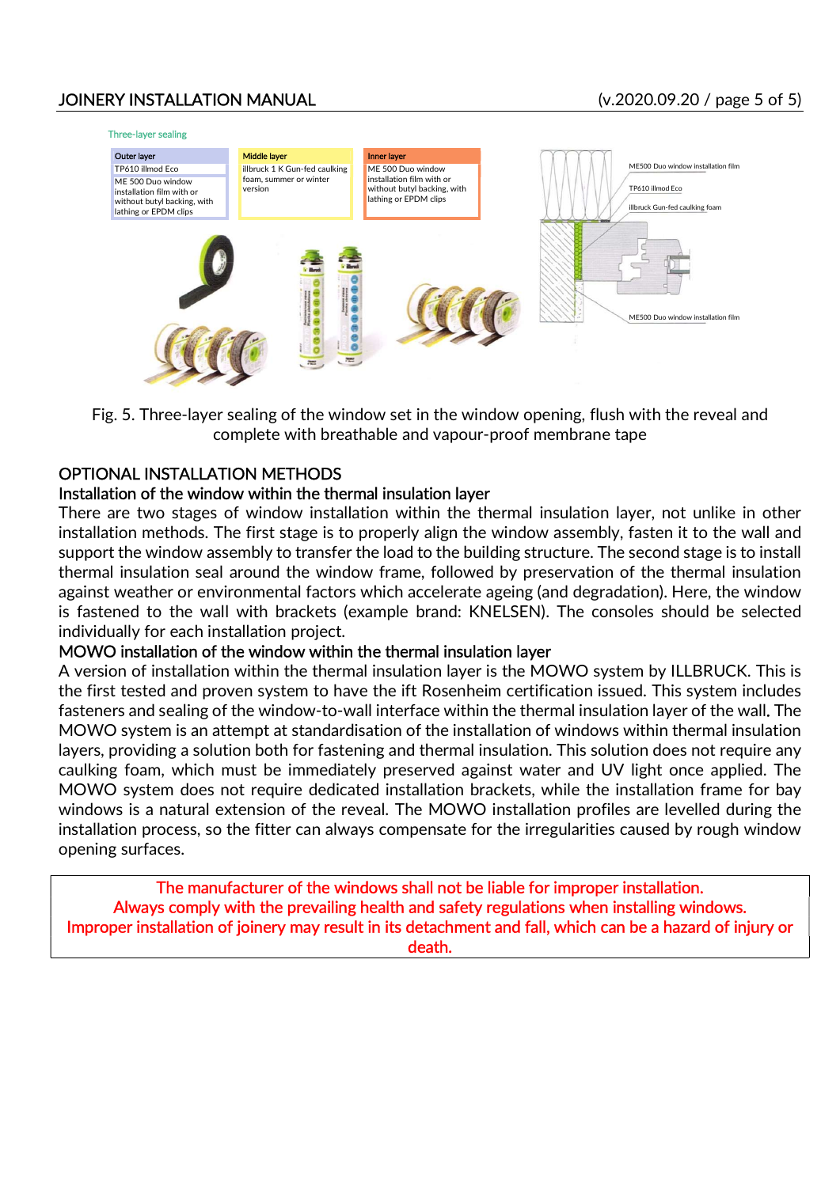Three-layer sealing

| Outer layer | Middle layer | Inner layer |
| --- | --- | --- |
| TP610 illmod Eco<br>ME 500 Duo window installation film with or without butyl backing, with lathing or EPDM clips | illbruck 1 K Gun-fed caulking foam, summer or winter version | ME 500 Duo window installation film with or without butyl backing, with lathing or EPDM clips |

ME500 Duo window installation film

TP610 illmod Eco

illbruck Gun-fed caulking foam

ME500 Duo window installation film

Fig. 5. Three-layer sealing of the window set in the window opening, flush with the reveal and complete with breathable and vapour-proof membrane tape

## OPTIONAL INSTALLATION METHODS

### Installation of the window within the thermal insulation layer

There are two stages of window installation within the thermal insulation layer, not unlike in other installation methods. The first stage is to properly align the window assembly, fasten it to the wall and support the window assembly to transfer the load to the building structure. The second stage is to install thermal insulation seal around the window frame, followed by preservation of the thermal insulation against weather or environmental factors which accelerate ageing (and degradation). Here, the window is fastened to the wall with brackets (example brand: KNELSEN). The consoles should be selected individually for each installation project.

### MOWO installation of the window within the thermal insulation layer

A version of installation within the thermal insulation layer is the MOWO system by ILLBRUCK. This is the first tested and proven system to have the ift Rosenheim certification issued. This system includes fasteners and sealing of the window-to-wall interface within the thermal insulation layer of the wall. The MOWO system is an attempt at standardisation of the installation of windows within thermal insulation layers, providing a solution both for fastening and thermal insulation. This solution does not require any caulking foam, which must be immediately preserved against water and UV light once applied. The MOWO system does not require dedicated installation brackets, while the installation frame for bay windows is a natural extension of the reveal. The MOWO installation profiles are levelled during the installation process, so the fitter can always compensate for the irregularities caused by rough window opening surfaces.

The manufacturer of the windows shall not be liable for improper installation.
Always comply with the prevailing health and safety regulations when installing windows.
Improper installation of joinery may result in its detachment and fall, which can be a hazard of injury or death.